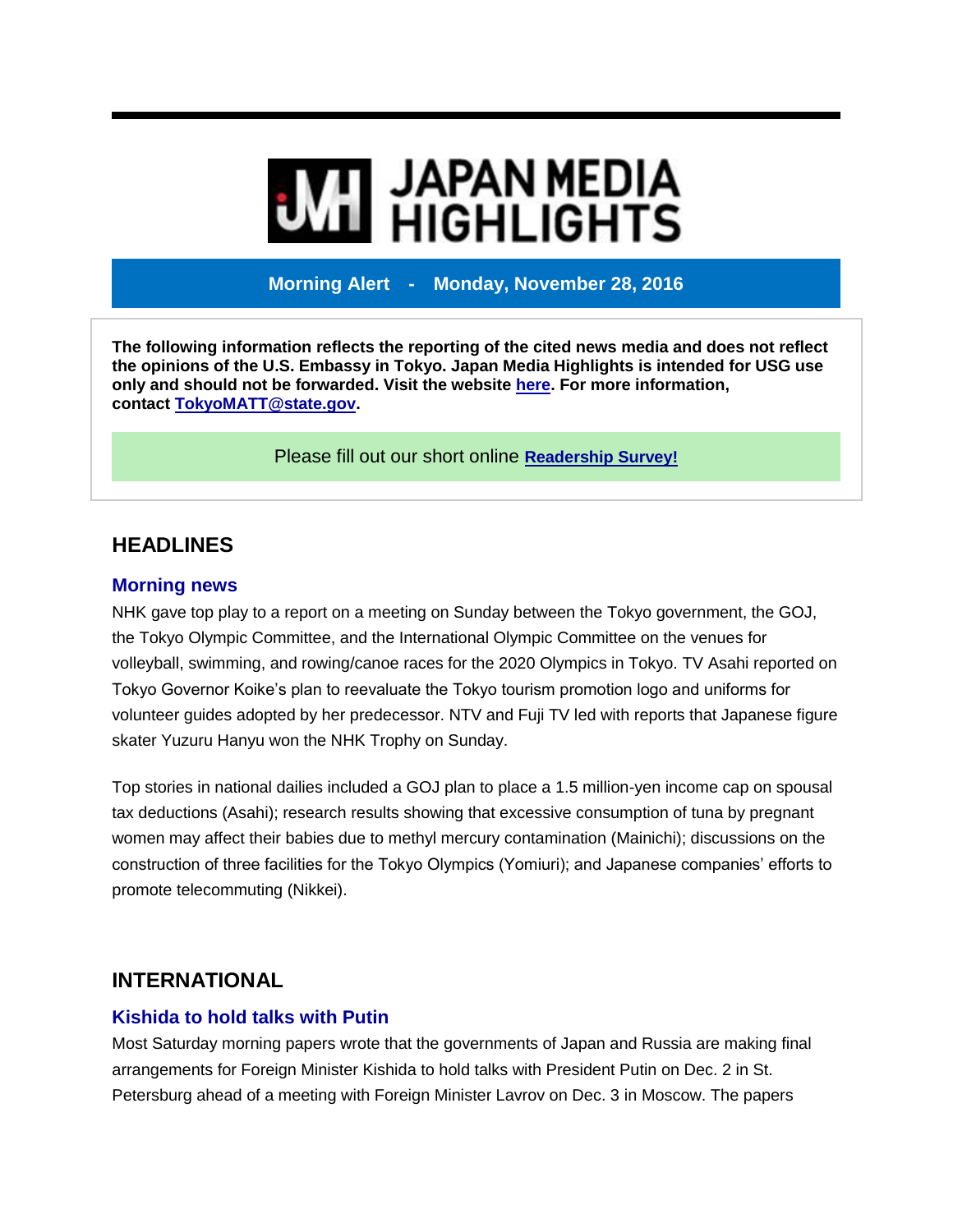# JAPAN MEDIA HIGHLIGHTS

**Morning Alert - Monday, November 28, 2016**

**The following information reflects the reporting of the cited news media and does not reflect the opinions of the U.S. Embassy in Tokyo. Japan Media Highlights is intended for USG use only and should not be forwarded. Visit the website here. For more information, contact TokyoMATT@state.gov.**

Please fill out our short online **Readership Survey!**

## HEADLINES

### Morning news

NHK gave top play to a report on a meeting on Sunday between the Tokyo government, the GOJ, the Tokyo Olympic Committee, and the International Olympic Committee on the venues for volleyball, swimming, and rowing/canoe races for the 2020 Olympics in Tokyo. TV Asahi reported on Tokyo Governor Koike's plan to reevaluate the Tokyo tourism promotion logo and uniforms for volunteer guides adopted by her predecessor. NTV and Fuji TV led with reports that Japanese figure skater Yuzuru Hanyu won the NHK Trophy on Sunday.

Top stories in national dailies included a GOJ plan to place a 1.5 million-yen income cap on spousal tax deductions (Asahi); research results showing that excessive consumption of tuna by pregnant women may affect their babies due to methyl mercury contamination (Mainichi); discussions on the construction of three facilities for the Tokyo Olympics (Yomiuri); and Japanese companies' efforts to promote telecommuting (Nikkei).

## INTERNATIONAL

### Kishida to hold talks with Putin

Most Saturday morning papers wrote that the governments of Japan and Russia are making final arrangements for Foreign Minister Kishida to hold talks with President Putin on Dec. 2 in St. Petersburg ahead of a meeting with Foreign Minister Lavrov on Dec. 3 in Moscow. The papers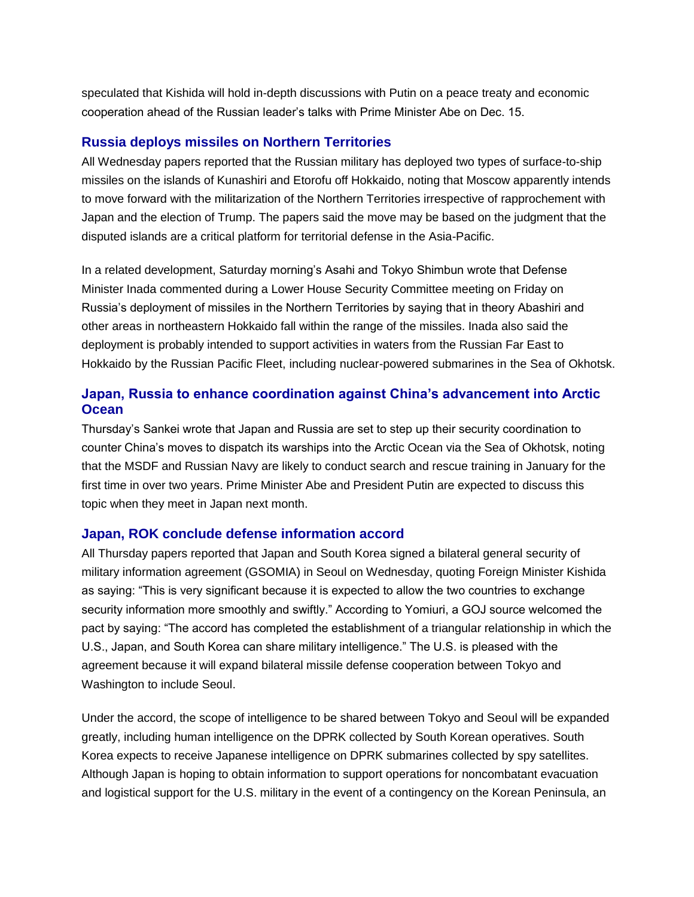speculated that Kishida will hold in-depth discussions with Putin on a peace treaty and economic cooperation ahead of the Russian leader's talks with Prime Minister Abe on Dec. 15.

### Russia deploys missiles on Northern Territories

All Wednesday papers reported that the Russian military has deployed two types of surface-to-ship missiles on the islands of Kunashiri and Etorofu off Hokkaido, noting that Moscow apparently intends to move forward with the militarization of the Northern Territories irrespective of rapprochement with Japan and the election of Trump. The papers said the move may be based on the judgment that the disputed islands are a critical platform for territorial defense in the Asia-Pacific.

In a related development, Saturday morning's Asahi and Tokyo Shimbun wrote that Defense Minister Inada commented during a Lower House Security Committee meeting on Friday on Russia's deployment of missiles in the Northern Territories by saying that in theory Abashiri and other areas in northeastern Hokkaido fall within the range of the missiles. Inada also said the deployment is probably intended to support activities in waters from the Russian Far East to Hokkaido by the Russian Pacific Fleet, including nuclear-powered submarines in the Sea of Okhotsk.

### Japan, Russia to enhance coordination against China's advancement into Arctic Ocean

Thursday's Sankei wrote that Japan and Russia are set to step up their security coordination to counter China's moves to dispatch its warships into the Arctic Ocean via the Sea of Okhotsk, noting that the MSDF and Russian Navy are likely to conduct search and rescue training in January for the first time in over two years. Prime Minister Abe and President Putin are expected to discuss this topic when they meet in Japan next month.

### Japan, ROK conclude defense information accord

All Thursday papers reported that Japan and South Korea signed a bilateral general security of military information agreement (GSOMIA) in Seoul on Wednesday, quoting Foreign Minister Kishida as saying: "This is very significant because it is expected to allow the two countries to exchange security information more smoothly and swiftly." According to Yomiuri, a GOJ source welcomed the pact by saying: "The accord has completed the establishment of a triangular relationship in which the U.S., Japan, and South Korea can share military intelligence." The U.S. is pleased with the agreement because it will expand bilateral missile defense cooperation between Tokyo and Washington to include Seoul.

Under the accord, the scope of intelligence to be shared between Tokyo and Seoul will be expanded greatly, including human intelligence on the DPRK collected by South Korean operatives. South Korea expects to receive Japanese intelligence on DPRK submarines collected by spy satellites. Although Japan is hoping to obtain information to support operations for noncombatant evacuation and logistical support for the U.S. military in the event of a contingency on the Korean Peninsula, an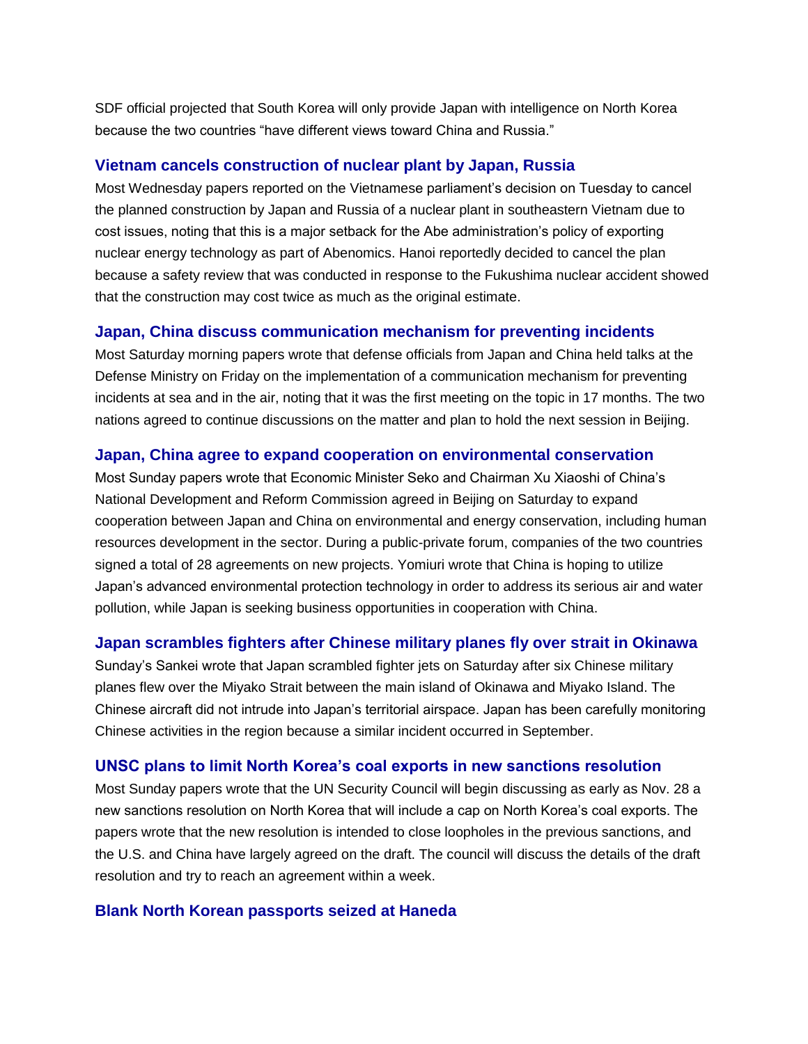SDF official projected that South Korea will only provide Japan with intelligence on North Korea because the two countries "have different views toward China and Russia."

### Vietnam cancels construction of nuclear plant by Japan, Russia

Most Wednesday papers reported on the Vietnamese parliament's decision on Tuesday to cancel the planned construction by Japan and Russia of a nuclear plant in southeastern Vietnam due to cost issues, noting that this is a major setback for the Abe administration's policy of exporting nuclear energy technology as part of Abenomics. Hanoi reportedly decided to cancel the plan because a safety review that was conducted in response to the Fukushima nuclear accident showed that the construction may cost twice as much as the original estimate.

### Japan, China discuss communication mechanism for preventing incidents

Most Saturday morning papers wrote that defense officials from Japan and China held talks at the Defense Ministry on Friday on the implementation of a communication mechanism for preventing incidents at sea and in the air, noting that it was the first meeting on the topic in 17 months. The two nations agreed to continue discussions on the matter and plan to hold the next session in Beijing.

### Japan, China agree to expand cooperation on environmental conservation

Most Sunday papers wrote that Economic Minister Seko and Chairman Xu Xiaoshi of China's National Development and Reform Commission agreed in Beijing on Saturday to expand cooperation between Japan and China on environmental and energy conservation, including human resources development in the sector. During a public-private forum, companies of the two countries signed a total of 28 agreements on new projects. Yomiuri wrote that China is hoping to utilize Japan's advanced environmental protection technology in order to address its serious air and water pollution, while Japan is seeking business opportunities in cooperation with China.

### Japan scrambles fighters after Chinese military planes fly over strait in Okinawa

Sunday's Sankei wrote that Japan scrambled fighter jets on Saturday after six Chinese military planes flew over the Miyako Strait between the main island of Okinawa and Miyako Island. The Chinese aircraft did not intrude into Japan's territorial airspace. Japan has been carefully monitoring Chinese activities in the region because a similar incident occurred in September.

### UNSC plans to limit North Korea's coal exports in new sanctions resolution

Most Sunday papers wrote that the UN Security Council will begin discussing as early as Nov. 28 a new sanctions resolution on North Korea that will include a cap on North Korea's coal exports. The papers wrote that the new resolution is intended to close loopholes in the previous sanctions, and the U.S. and China have largely agreed on the draft. The council will discuss the details of the draft resolution and try to reach an agreement within a week.

### Blank North Korean passports seized at Haneda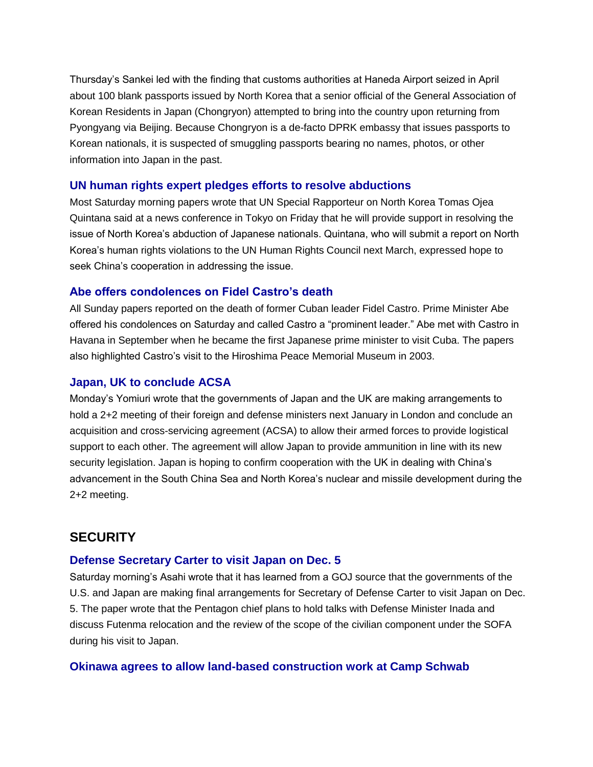Thursday's Sankei led with the finding that customs authorities at Haneda Airport seized in April about 100 blank passports issued by North Korea that a senior official of the General Association of Korean Residents in Japan (Chongryon) attempted to bring into the country upon returning from Pyongyang via Beijing. Because Chongryon is a de-facto DPRK embassy that issues passports to Korean nationals, it is suspected of smuggling passports bearing no names, photos, or other information into Japan in the past.

### UN human rights expert pledges efforts to resolve abductions

Most Saturday morning papers wrote that UN Special Rapporteur on North Korea Tomas Ojea Quintana said at a news conference in Tokyo on Friday that he will provide support in resolving the issue of North Korea's abduction of Japanese nationals. Quintana, who will submit a report on North Korea's human rights violations to the UN Human Rights Council next March, expressed hope to seek China's cooperation in addressing the issue.

### Abe offers condolences on Fidel Castro's death

All Sunday papers reported on the death of former Cuban leader Fidel Castro. Prime Minister Abe offered his condolences on Saturday and called Castro a "prominent leader." Abe met with Castro in Havana in September when he became the first Japanese prime minister to visit Cuba. The papers also highlighted Castro's visit to the Hiroshima Peace Memorial Museum in 2003.

### Japan, UK to conclude ACSA

Monday's Yomiuri wrote that the governments of Japan and the UK are making arrangements to hold a 2+2 meeting of their foreign and defense ministers next January in London and conclude an acquisition and cross-servicing agreement (ACSA) to allow their armed forces to provide logistical support to each other. The agreement will allow Japan to provide ammunition in line with its new security legislation. Japan is hoping to confirm cooperation with the UK in dealing with China's advancement in the South China Sea and North Korea's nuclear and missile development during the 2+2 meeting.

## SECURITY

### Defense Secretary Carter to visit Japan on Dec. 5

Saturday morning's Asahi wrote that it has learned from a GOJ source that the governments of the U.S. and Japan are making final arrangements for Secretary of Defense Carter to visit Japan on Dec. 5. The paper wrote that the Pentagon chief plans to hold talks with Defense Minister Inada and discuss Futenma relocation and the review of the scope of the civilian component under the SOFA during his visit to Japan.

### Okinawa agrees to allow land-based construction work at Camp Schwab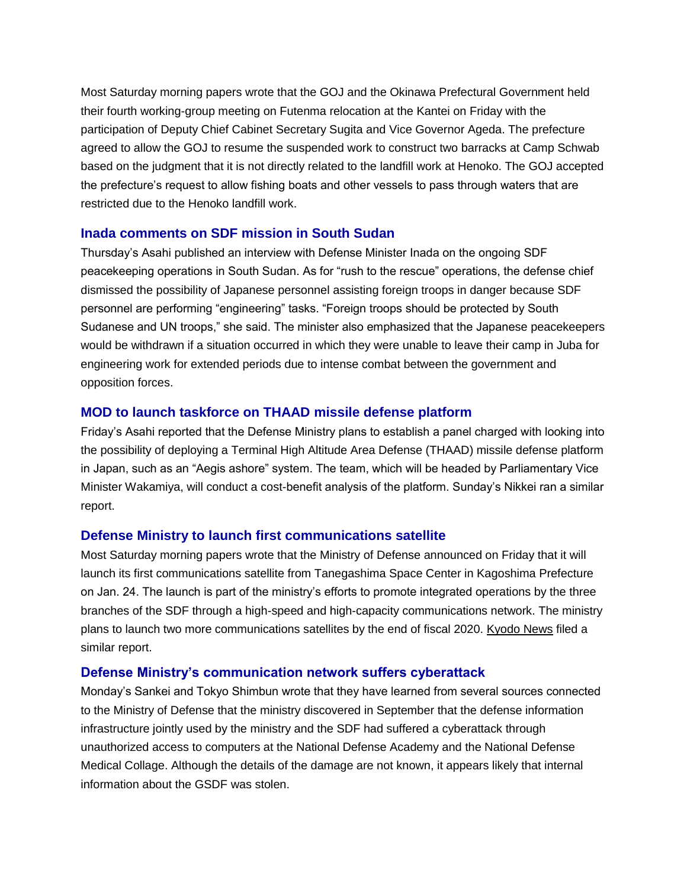Most Saturday morning papers wrote that the GOJ and the Okinawa Prefectural Government held their fourth working-group meeting on Futenma relocation at the Kantei on Friday with the participation of Deputy Chief Cabinet Secretary Sugita and Vice Governor Ageda. The prefecture agreed to allow the GOJ to resume the suspended work to construct two barracks at Camp Schwab based on the judgment that it is not directly related to the landfill work at Henoko. The GOJ accepted the prefecture's request to allow fishing boats and other vessels to pass through waters that are restricted due to the Henoko landfill work.

### Inada comments on SDF mission in South Sudan

Thursday's Asahi published an interview with Defense Minister Inada on the ongoing SDF peacekeeping operations in South Sudan. As for "rush to the rescue" operations, the defense chief dismissed the possibility of Japanese personnel assisting foreign troops in danger because SDF personnel are performing "engineering" tasks. "Foreign troops should be protected by South Sudanese and UN troops," she said. The minister also emphasized that the Japanese peacekeepers would be withdrawn if a situation occurred in which they were unable to leave their camp in Juba for engineering work for extended periods due to intense combat between the government and opposition forces.

### MOD to launch taskforce on THAAD missile defense platform

Friday's Asahi reported that the Defense Ministry plans to establish a panel charged with looking into the possibility of deploying a Terminal High Altitude Area Defense (THAAD) missile defense platform in Japan, such as an "Aegis ashore" system. The team, which will be headed by Parliamentary Vice Minister Wakamiya, will conduct a cost-benefit analysis of the platform. Sunday's Nikkei ran a similar report.

### Defense Ministry to launch first communications satellite

Most Saturday morning papers wrote that the Ministry of Defense announced on Friday that it will launch its first communications satellite from Tanegashima Space Center in Kagoshima Prefecture on Jan. 24. The launch is part of the ministry's efforts to promote integrated operations by the three branches of the SDF through a high-speed and high-capacity communications network. The ministry plans to launch two more communications satellites by the end of fiscal 2020. Kyodo News filed a similar report.

### Defense Ministry's communication network suffers cyberattack

Monday's Sankei and Tokyo Shimbun wrote that they have learned from several sources connected to the Ministry of Defense that the ministry discovered in September that the defense information infrastructure jointly used by the ministry and the SDF had suffered a cyberattack through unauthorized access to computers at the National Defense Academy and the National Defense Medical Collage. Although the details of the damage are not known, it appears likely that internal information about the GSDF was stolen.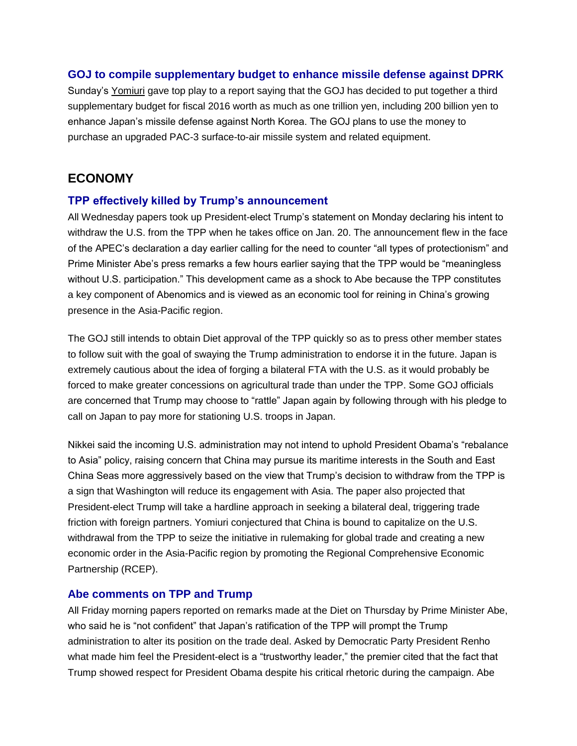### GOJ to compile supplementary budget to enhance missile defense against DPRK

Sunday's Yomiuri gave top play to a report saying that the GOJ has decided to put together a third supplementary budget for fiscal 2016 worth as much as one trillion yen, including 200 billion yen to enhance Japan's missile defense against North Korea. The GOJ plans to use the money to purchase an upgraded PAC-3 surface-to-air missile system and related equipment.

## ECONOMY

### TPP effectively killed by Trump's announcement

All Wednesday papers took up President-elect Trump's statement on Monday declaring his intent to withdraw the U.S. from the TPP when he takes office on Jan. 20. The announcement flew in the face of the APEC's declaration a day earlier calling for the need to counter "all types of protectionism" and Prime Minister Abe's press remarks a few hours earlier saying that the TPP would be "meaningless without U.S. participation." This development came as a shock to Abe because the TPP constitutes a key component of Abenomics and is viewed as an economic tool for reining in China's growing presence in the Asia-Pacific region.

The GOJ still intends to obtain Diet approval of the TPP quickly so as to press other member states to follow suit with the goal of swaying the Trump administration to endorse it in the future. Japan is extremely cautious about the idea of forging a bilateral FTA with the U.S. as it would probably be forced to make greater concessions on agricultural trade than under the TPP. Some GOJ officials are concerned that Trump may choose to "rattle" Japan again by following through with his pledge to call on Japan to pay more for stationing U.S. troops in Japan.

Nikkei said the incoming U.S. administration may not intend to uphold President Obama's "rebalance to Asia" policy, raising concern that China may pursue its maritime interests in the South and East China Seas more aggressively based on the view that Trump's decision to withdraw from the TPP is a sign that Washington will reduce its engagement with Asia. The paper also projected that President-elect Trump will take a hardline approach in seeking a bilateral deal, triggering trade friction with foreign partners. Yomiuri conjectured that China is bound to capitalize on the U.S. withdrawal from the TPP to seize the initiative in rulemaking for global trade and creating a new economic order in the Asia-Pacific region by promoting the Regional Comprehensive Economic Partnership (RCEP).

### Abe comments on TPP and Trump

All Friday morning papers reported on remarks made at the Diet on Thursday by Prime Minister Abe, who said he is "not confident" that Japan's ratification of the TPP will prompt the Trump administration to alter its position on the trade deal. Asked by Democratic Party President Renho what made him feel the President-elect is a "trustworthy leader," the premier cited that the fact that Trump showed respect for President Obama despite his critical rhetoric during the campaign. Abe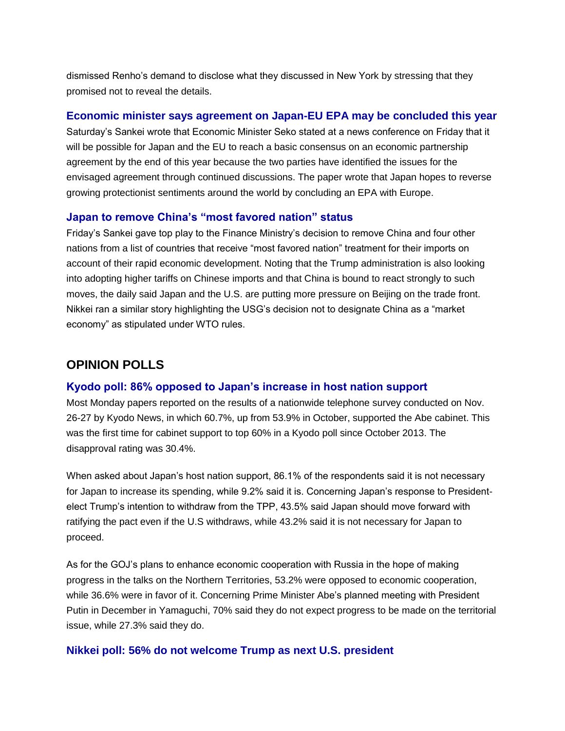dismissed Renho's demand to disclose what they discussed in New York by stressing that they promised not to reveal the details.

### Economic minister says agreement on Japan-EU EPA may be concluded this year

Saturday's Sankei wrote that Economic Minister Seko stated at a news conference on Friday that it will be possible for Japan and the EU to reach a basic consensus on an economic partnership agreement by the end of this year because the two parties have identified the issues for the envisaged agreement through continued discussions. The paper wrote that Japan hopes to reverse growing protectionist sentiments around the world by concluding an EPA with Europe.

### Japan to remove China's "most favored nation" status

Friday's Sankei gave top play to the Finance Ministry's decision to remove China and four other nations from a list of countries that receive "most favored nation" treatment for their imports on account of their rapid economic development. Noting that the Trump administration is also looking into adopting higher tariffs on Chinese imports and that China is bound to react strongly to such moves, the daily said Japan and the U.S. are putting more pressure on Beijing on the trade front. Nikkei ran a similar story highlighting the USG's decision not to designate China as a "market economy" as stipulated under WTO rules.

## OPINION POLLS

### Kyodo poll: 86% opposed to Japan's increase in host nation support

Most Monday papers reported on the results of a nationwide telephone survey conducted on Nov. 26-27 by Kyodo News, in which 60.7%, up from 53.9% in October, supported the Abe cabinet. This was the first time for cabinet support to top 60% in a Kyodo poll since October 2013. The disapproval rating was 30.4%.

When asked about Japan's host nation support, 86.1% of the respondents said it is not necessary for Japan to increase its spending, while 9.2% said it is. Concerning Japan's response to President-elect Trump's intention to withdraw from the TPP, 43.5% said Japan should move forward with ratifying the pact even if the U.S withdraws, while 43.2% said it is not necessary for Japan to proceed.

As for the GOJ's plans to enhance economic cooperation with Russia in the hope of making progress in the talks on the Northern Territories, 53.2% were opposed to economic cooperation, while 36.6% were in favor of it. Concerning Prime Minister Abe's planned meeting with President Putin in December in Yamaguchi, 70% said they do not expect progress to be made on the territorial issue, while 27.3% said they do.

### Nikkei poll: 56% do not welcome Trump as next U.S. president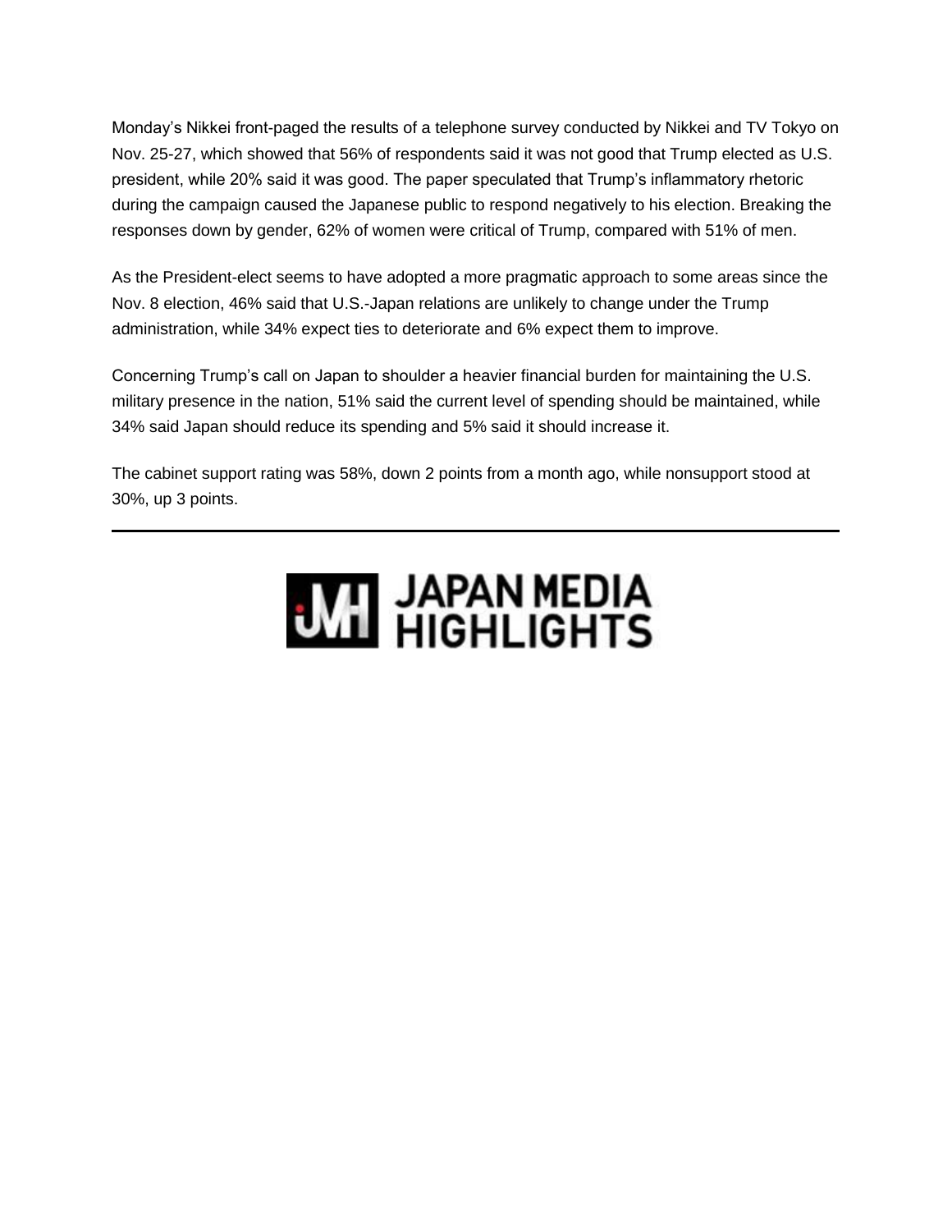Monday's Nikkei front-paged the results of a telephone survey conducted by Nikkei and TV Tokyo on Nov. 25-27, which showed that 56% of respondents said it was not good that Trump elected as U.S. president, while 20% said it was good. The paper speculated that Trump's inflammatory rhetoric during the campaign caused the Japanese public to respond negatively to his election. Breaking the responses down by gender, 62% of women were critical of Trump, compared with 51% of men.

As the President-elect seems to have adopted a more pragmatic approach to some areas since the Nov. 8 election, 46% said that U.S.-Japan relations are unlikely to change under the Trump administration, while 34% expect ties to deteriorate and 6% expect them to improve.

Concerning Trump's call on Japan to shoulder a heavier financial burden for maintaining the U.S. military presence in the nation, 51% said the current level of spending should be maintained, while 34% said Japan should reduce its spending and 5% said it should increase it.

The cabinet support rating was 58%, down 2 points from a month ago, while nonsupport stood at 30%, up 3 points.

---

JMH JAPAN MEDIA HIGHLIGHTS